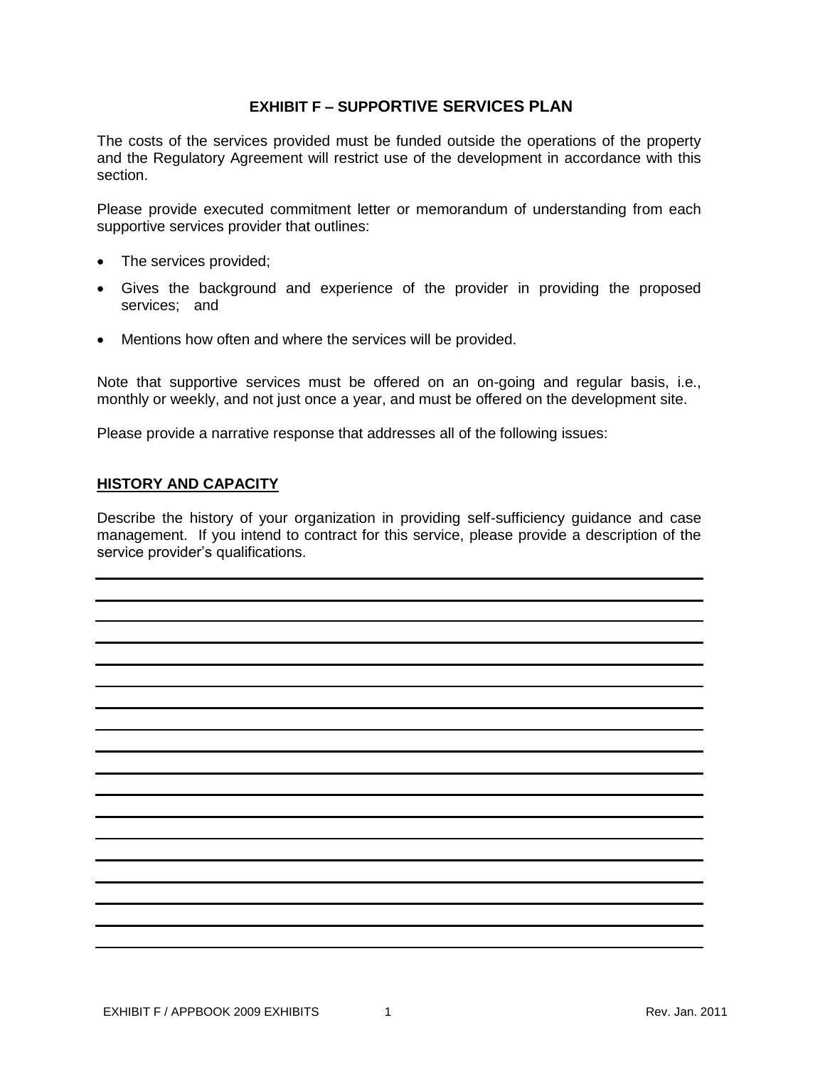# EXHIBIT F – SUPPORTIVE SERVICES PLAN

The costs of the services provided must be funded outside the operations of the property and the Regulatory Agreement will restrict use of the development in accordance with this section.

Please provide executed commitment letter or memorandum of understanding from each supportive services provider that outlines:

- The services provided;
- Gives the background and experience of the provider in providing the proposed services; and
- Mentions how often and where the services will be provided.

Note that supportive services must be offered on an on-going and regular basis, i.e., monthly or weekly, and not just once a year, and must be offered on the development site.

Please provide a narrative response that addresses all of the following issues:

## HISTORY AND CAPACITY

Describe the history of your organization in providing self-sufficiency guidance and case management. If you intend to contract for this service, please provide a description of the service provider's qualifications.

____________________________________________________________________________

____________________________________________________________________________

____________________________________________________________________________

____________________________________________________________________________

____________________________________________________________________________

____________________________________________________________________________

____________________________________________________________________________

____________________________________________________________________________

____________________________________________________________________________

____________________________________________________________________________

____________________________________________________________________________

____________________________________________________________________________

____________________________________________________________________________

____________________________________________________________________________

____________________________________________________________________________

____________________________________________________________________________

____________________________________________________________________________

EXHIBIT F / APPBOOK 2009 EXHIBITS Rev. Jan. 2011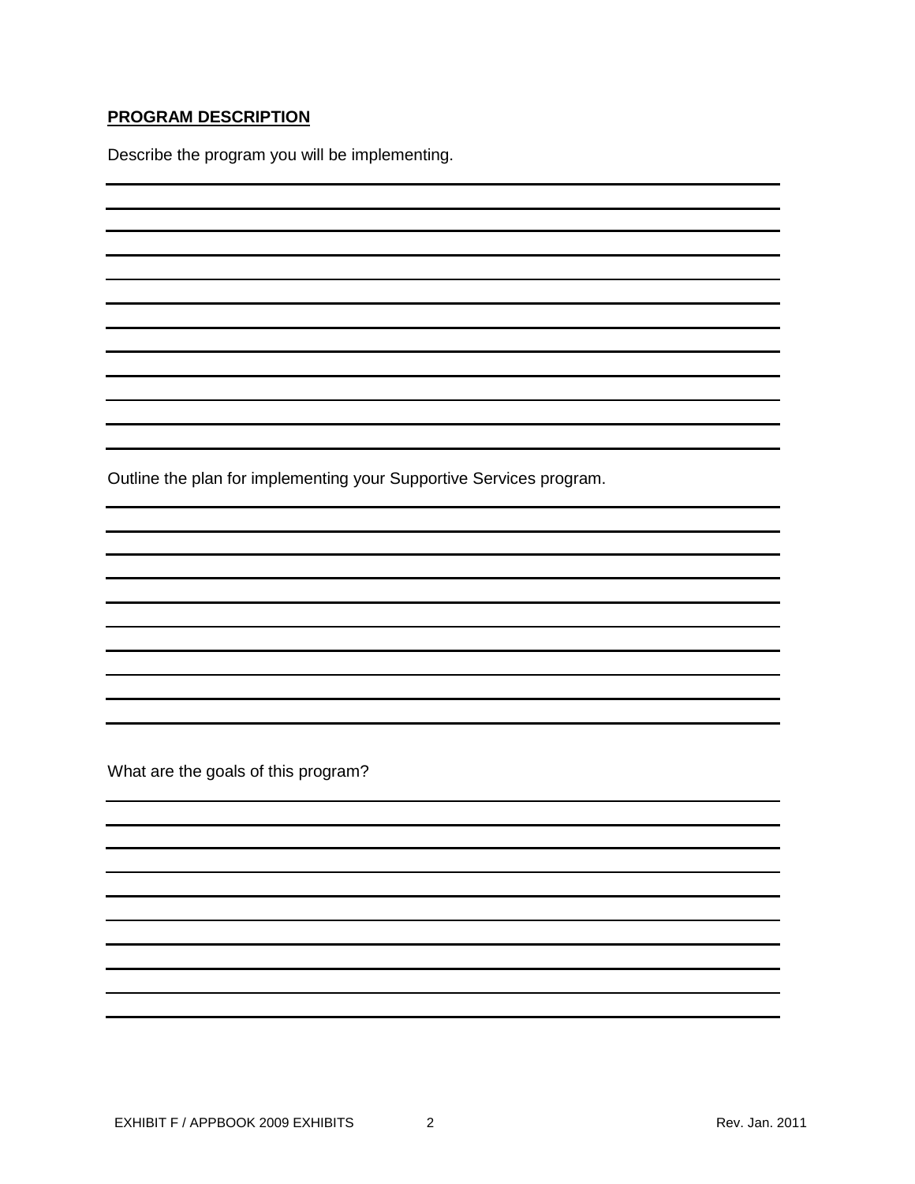**PROGRAM DESCRIPTION**

Describe the program you will be implementing.

Outline the plan for implementing your Supportive Services program.

What are the goals of this program?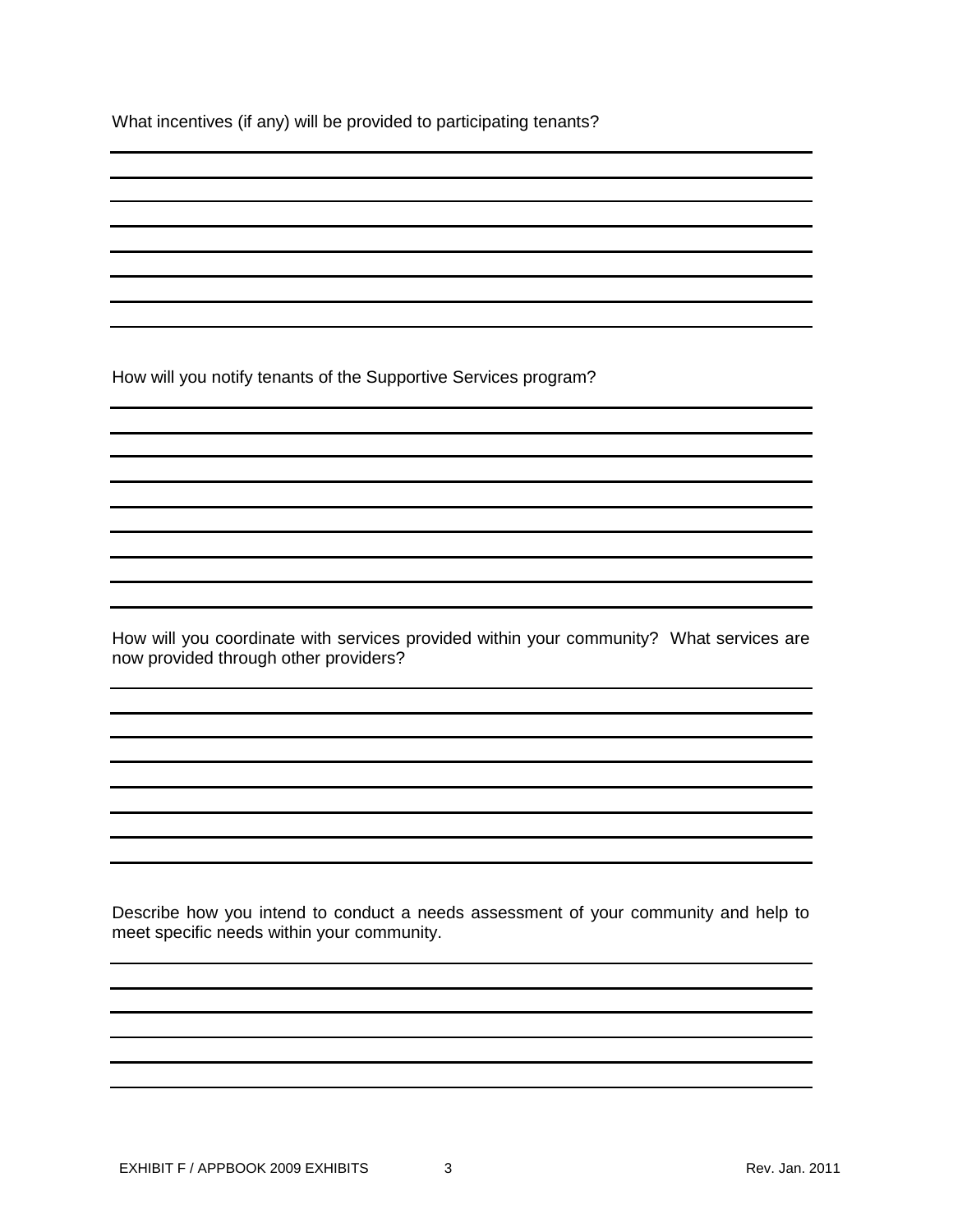What incentives (if any) will be provided to participating tenants?

How will you notify tenants of the Supportive Services program?

How will you coordinate with services provided within your community? What services are now provided through other providers?

Describe how you intend to conduct a needs assessment of your community and help to meet specific needs within your community.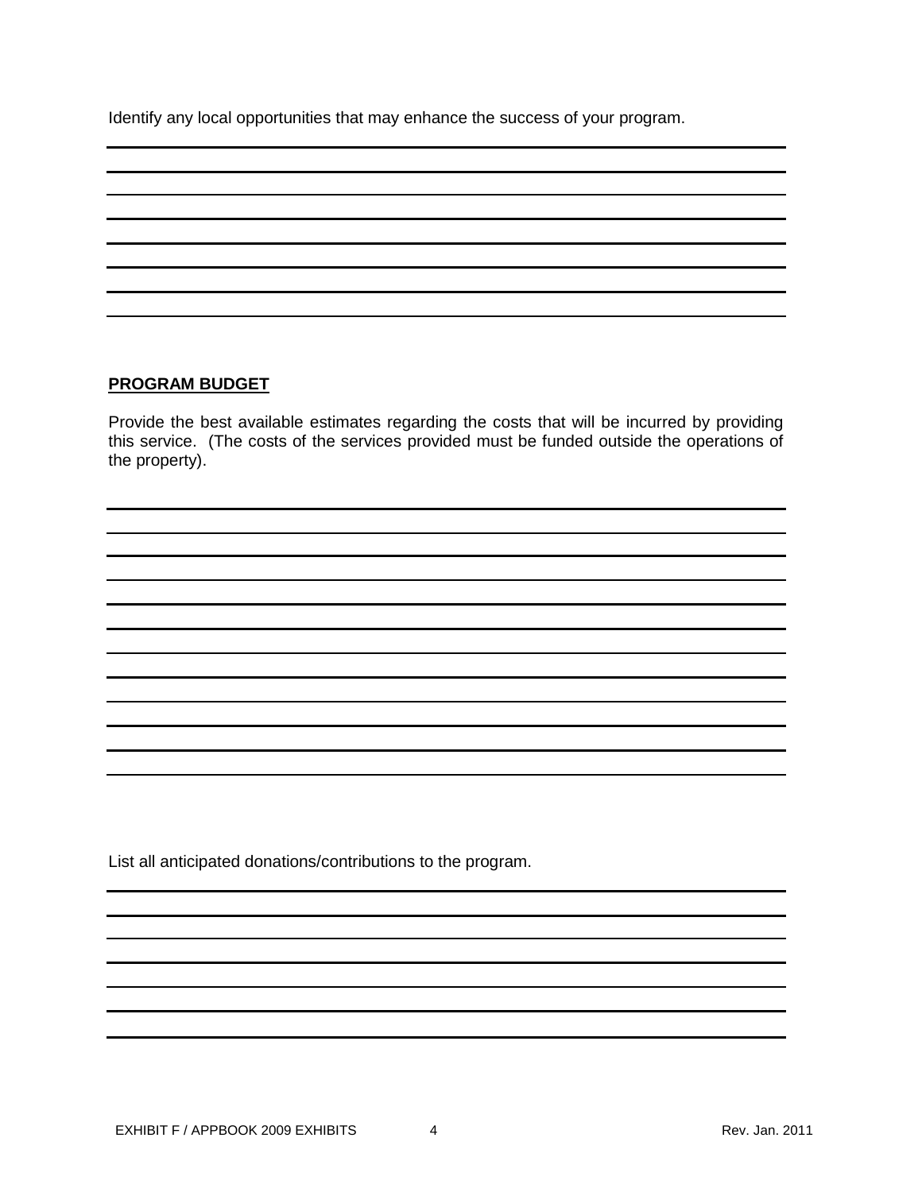Identify any local opportunities that may enhance the success of your program.

## PROGRAM BUDGET

Provide the best available estimates regarding the costs that will be incurred by providing this service. (The costs of the services provided must be funded outside the operations of the property).

List all anticipated donations/contributions to the program.